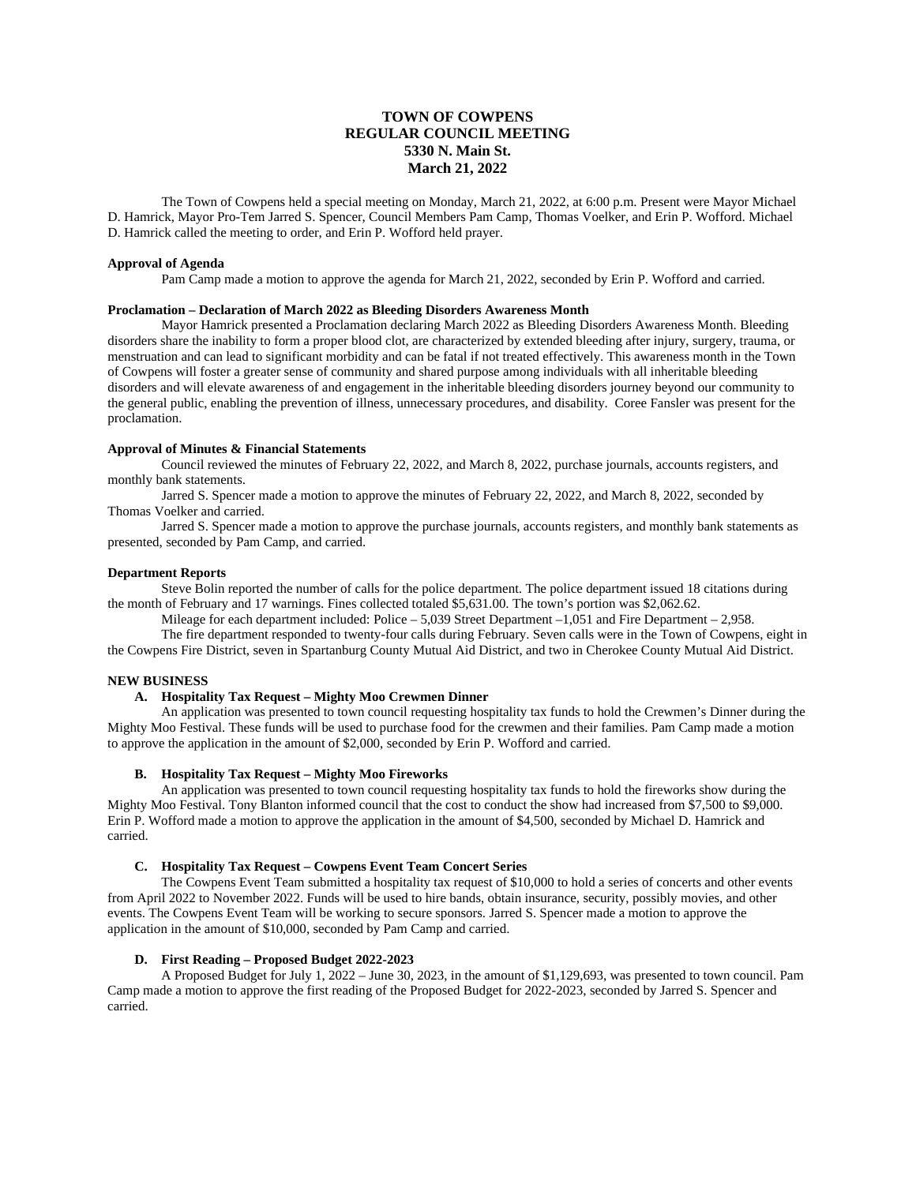# TOWN OF COWPENS
## REGULAR COUNCIL MEETING
## 5330 N. Main St.
## March 21, 2022

The Town of Cowpens held a special meeting on Monday, March 21, 2022, at 6:00 p.m. Present were Mayor Michael D. Hamrick, Mayor Pro-Tem Jarred S. Spencer, Council Members Pam Camp, Thomas Voelker, and Erin P. Wofford. Michael D. Hamrick called the meeting to order, and Erin P. Wofford held prayer.

**Approval of Agenda**

Pam Camp made a motion to approve the agenda for March 21, 2022, seconded by Erin P. Wofford and carried.

**Proclamation – Declaration of March 2022 as Bleeding Disorders Awareness Month**

Mayor Hamrick presented a Proclamation declaring March 2022 as Bleeding Disorders Awareness Month. Bleeding disorders share the inability to form a proper blood clot, are characterized by extended bleeding after injury, surgery, trauma, or menstruation and can lead to significant morbidity and can be fatal if not treated effectively. This awareness month in the Town of Cowpens will foster a greater sense of community and shared purpose among individuals with all inheritable bleeding disorders and will elevate awareness of and engagement in the inheritable bleeding disorders journey beyond our community to the general public, enabling the prevention of illness, unnecessary procedures, and disability. Coree Fansler was present for the proclamation.

**Approval of Minutes & Financial Statements**

Council reviewed the minutes of February 22, 2022, and March 8, 2022, purchase journals, accounts registers, and monthly bank statements.

Jarred S. Spencer made a motion to approve the minutes of February 22, 2022, and March 8, 2022, seconded by Thomas Voelker and carried.

Jarred S. Spencer made a motion to approve the purchase journals, accounts registers, and monthly bank statements as presented, seconded by Pam Camp, and carried.

**Department Reports**

Steve Bolin reported the number of calls for the police department. The police department issued 18 citations during the month of February and 17 warnings. Fines collected totaled $5,631.00. The town's portion was $2,062.62.

Mileage for each department included: Police – 5,039 Street Department –1,051 and Fire Department – 2,958.

The fire department responded to twenty-four calls during February. Seven calls were in the Town of Cowpens, eight in the Cowpens Fire District, seven in Spartanburg County Mutual Aid District, and two in Cherokee County Mutual Aid District.

**NEW BUSINESS**

**A. Hospitality Tax Request – Mighty Moo Crewmen Dinner**

An application was presented to town council requesting hospitality tax funds to hold the Crewmen's Dinner during the Mighty Moo Festival. These funds will be used to purchase food for the crewmen and their families. Pam Camp made a motion to approve the application in the amount of $2,000, seconded by Erin P. Wofford and carried.

**B. Hospitality Tax Request – Mighty Moo Fireworks**

An application was presented to town council requesting hospitality tax funds to hold the fireworks show during the Mighty Moo Festival. Tony Blanton informed council that the cost to conduct the show had increased from $7,500 to $9,000. Erin P. Wofford made a motion to approve the application in the amount of $4,500, seconded by Michael D. Hamrick and carried.

**C. Hospitality Tax Request – Cowpens Event Team Concert Series**

The Cowpens Event Team submitted a hospitality tax request of $10,000 to hold a series of concerts and other events from April 2022 to November 2022. Funds will be used to hire bands, obtain insurance, security, possibly movies, and other events. The Cowpens Event Team will be working to secure sponsors. Jarred S. Spencer made a motion to approve the application in the amount of $10,000, seconded by Pam Camp and carried.

**D. First Reading – Proposed Budget 2022-2023**

A Proposed Budget for July 1, 2022 – June 30, 2023, in the amount of $1,129,693, was presented to town council. Pam Camp made a motion to approve the first reading of the Proposed Budget for 2022-2023, seconded by Jarred S. Spencer and carried.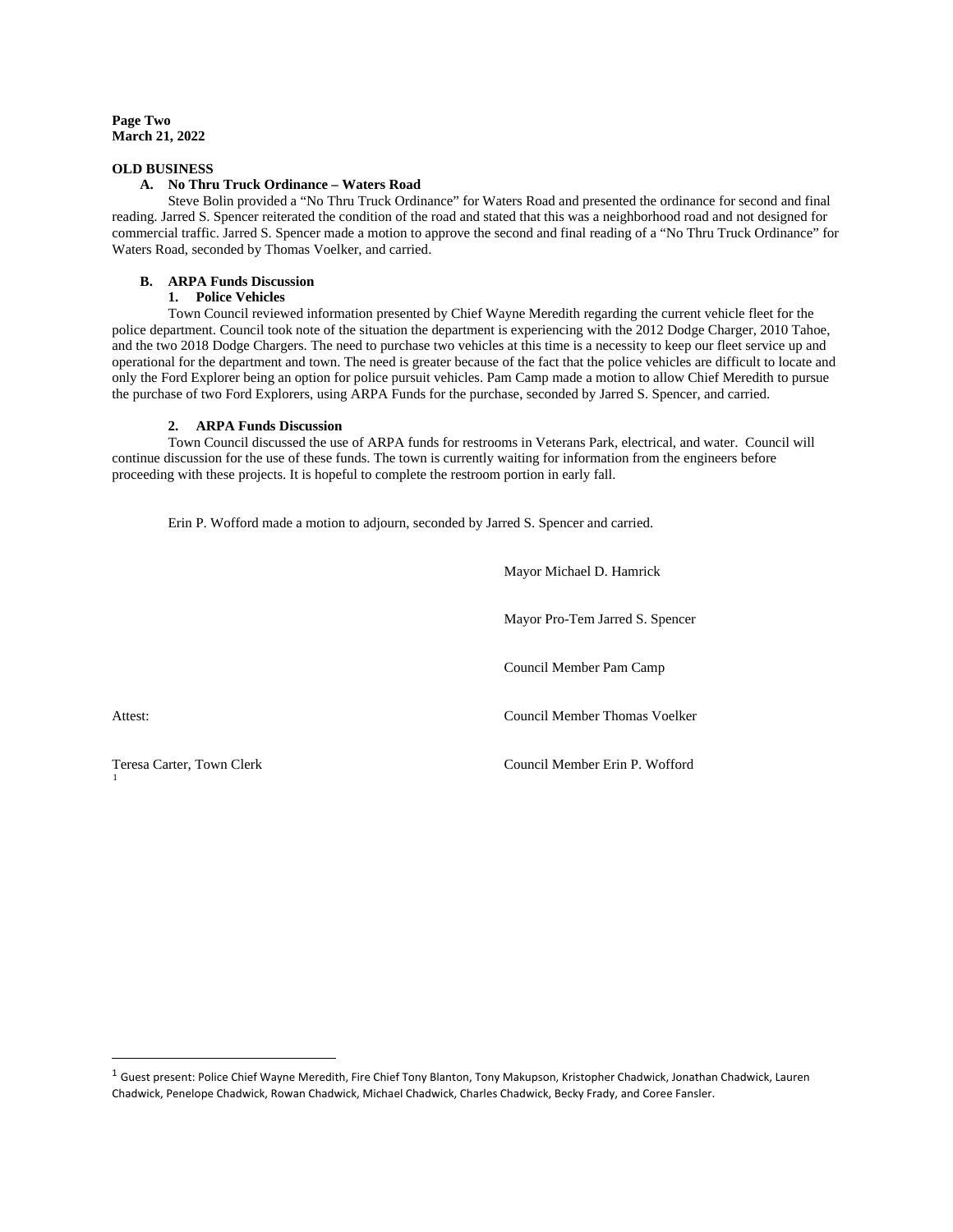**Page Two**
**March 21, 2022**

**OLD BUSINESS**

**A. No Thru Truck Ordinance – Waters Road**

Steve Bolin provided a "No Thru Truck Ordinance" for Waters Road and presented the ordinance for second and final reading. Jarred S. Spencer reiterated the condition of the road and stated that this was a neighborhood road and not designed for commercial traffic. Jarred S. Spencer made a motion to approve the second and final reading of a "No Thru Truck Ordinance" for Waters Road, seconded by Thomas Voelker, and carried.

**B. ARPA Funds Discussion**

**1. Police Vehicles**

Town Council reviewed information presented by Chief Wayne Meredith regarding the current vehicle fleet for the police department. Council took note of the situation the department is experiencing with the 2012 Dodge Charger, 2010 Tahoe, and the two 2018 Dodge Chargers. The need to purchase two vehicles at this time is a necessity to keep our fleet service up and operational for the department and town. The need is greater because of the fact that the police vehicles are difficult to locate and only the Ford Explorer being an option for police pursuit vehicles. Pam Camp made a motion to allow Chief Meredith to pursue the purchase of two Ford Explorers, using ARPA Funds for the purchase, seconded by Jarred S. Spencer, and carried.

**2. ARPA Funds Discussion**

Town Council discussed the use of ARPA funds for restrooms in Veterans Park, electrical, and water. Council will continue discussion for the use of these funds. The town is currently waiting for information from the engineers before proceeding with these projects. It is hopeful to complete the restroom portion in early fall.

Erin P. Wofford made a motion to adjourn, seconded by Jarred S. Spencer and carried.

Mayor Michael D. Hamrick

Mayor Pro-Tem Jarred S. Spencer

Council Member Pam Camp

Attest:

Council Member Thomas Voelker

Teresa Carter, Town Clerk[1]

Council Member Erin P. Wofford

---

[1] Guest present: Police Chief Wayne Meredith, Fire Chief Tony Blanton, Tony Makupson, Kristopher Chadwick, Jonathan Chadwick, Lauren Chadwick, Penelope Chadwick, Rowan Chadwick, Michael Chadwick, Charles Chadwick, Becky Frady, and Coree Fansler.